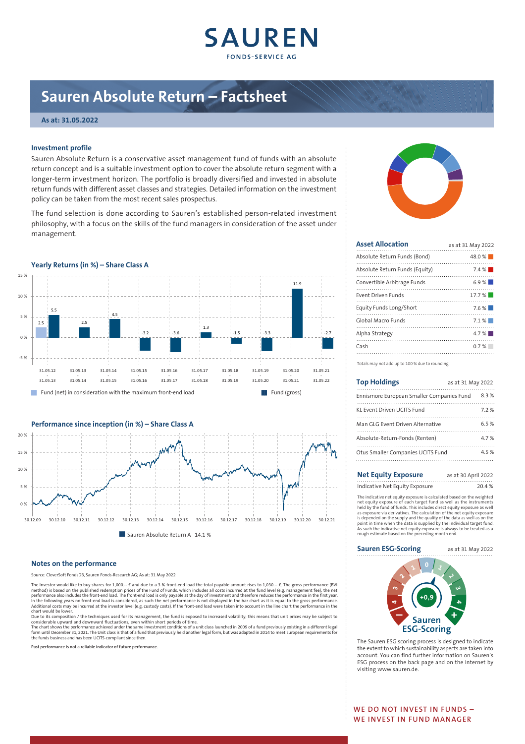# Sauren Absolute Return – Factsheet

**As at: 31.05.2022**

## Investment profile

Sauren Absolute Return is a conservative asset management fund of funds with an absolute return concept and is a suitable investment option to cover the absolute return segment with a longer-term investment horizon. The portfolio is broadly diversified and invested in absolute return funds with different asset classes and strategies. Detailed information on the investment policy can be taken from the most recent sales prospectus.

The fund selection is done according to Sauren's established person-related investment philosophy, with a focus on the skills of the fund managers in consideration of the asset under management.

## Yearly Returns (in %) – Share Class A

| Period | Fund (net) in consideration with the maximum front-end load | Fund (gross) |
|---|---|---|
| 31.05.12 – 31.05.13 | 2.5 | 5.5 |
| 31.05.13 – 31.05.14 | | 2.5 |
| 31.05.14 – 31.05.15 | | 4.5 |
| 31.05.15 – 31.05.16 | | -3.2 |
| 31.05.16 – 31.05.17 | | -3.6 |
| 31.05.17 – 31.05.18 | | 1.3 |
| 31.05.18 – 31.05.19 | | -1.5 |
| 31.05.19 – 31.05.20 | | -3.3 |
| 31.05.20 – 31.05.21 | | 11.9 |
| 31.05.21 – 31.05.22 | | -2.7 |

## Performance since inception (in %) – Share Class A

Sauren Absolute Return A 14.1 %

## Asset Allocation

as at 31 May 2022

| Asset Allocation | |
|---|---|
| Absolute Return Funds (Bond) | 48.0 % |
| Absolute Return Funds (Equity) | 7.4 % |
| Convertible Arbitrage Funds | 6.9 % |
| Event Driven Funds | 17.7 % |
| Equity Funds Long/Short | 7.6 % |
| Global Macro Funds | 7.1 % |
| Alpha Strategy | 4.7 % |
| Cash | 0.7 % |

Totals may not add up to 100 % due to rounding.

## Top Holdings

as at 31 May 2022

| Top Holdings | |
|---|---|
| Ennismore European Smaller Companies Fund | 8.3 % |
| KL Event Driven UCITS Fund | 7.2 % |
| Man GLG Event Driven Alternative | 6.5 % |
| Absolute-Return-Fonds (Renten) | 4.7 % |
| Otus Smaller Companies UCITS Fund | 4.5 % |

## Net Equity Exposure

as at 30 April 2022

| Indicative Net Equity Exposure | 20.4 % |
|---|---|

The indicative net equity exposure is calculated based on the weighted net equity exposure of each target fund as well as the instruments held by the fund of funds. This includes direct equity exposure as well as exposure via derivatives. The calculation of the net equity exposure is depended on the supply and the quality of the data as well as on the point in time when the data is supplied by the individual target fund. As such the indicative net equity exposure is always to be treated as a rough estimate based on the preceding month end.

## Sauren ESG-Scoring

as at 31 May 2022

Sauren ESG-Scoring: +0,9

The Sauren ESG scoring process is designed to indicate the extent to which sustainability aspects are taken into account. You can find further information on Sauren's ESG process on the back page and on the Internet by visiting www.sauren.de.

## Notes on the performance

Source: CleverSoft FondsDB, Sauren Fonds-Research AG; As at: 31 May 2022

The Investor would like to buy shares for 1,000.-- € and due to a 3 % front-end load the total payable amount rises to 1,030.-- €. The gross performance (BVI method) is based on the published redemption prices of the Fund of Funds, which includes all costs incurred at the fund level (e.g. management fee), the net performance also includes the front-end load. The front-end load is only payable at the day of investment and therefore reduces the performance in the first year. In the following years no front-end load is considered, as such the net performance is not displayed in the bar chart as it is equal to the gross performance. Additional costs may be incurred at the investor level (e.g. custody costs). If the front-end load were taken into account in the line chart the performance in the chart would be lower.

Due to its composition / the techniques used for its management, the fund is exposed to increased volatility; this means that unit prices may be subject to considerable upward and downward fluctuations, even within short periods of time.

The chart shows the performance achieved under the same investment conditions of a unit class launched in 2009 of a fund previously existing in a different legal form until December 31, 2021. The Unit class is that of a fund that previously held another legal form, but was adapted in 2014 to meet European requirements for the funds business and has been UCITS-compliant since then.

**Past performance is not a reliable indicator of future performance.**

**WE DO NOT INVEST IN FUNDS – WE INVEST IN FUND MANAGER**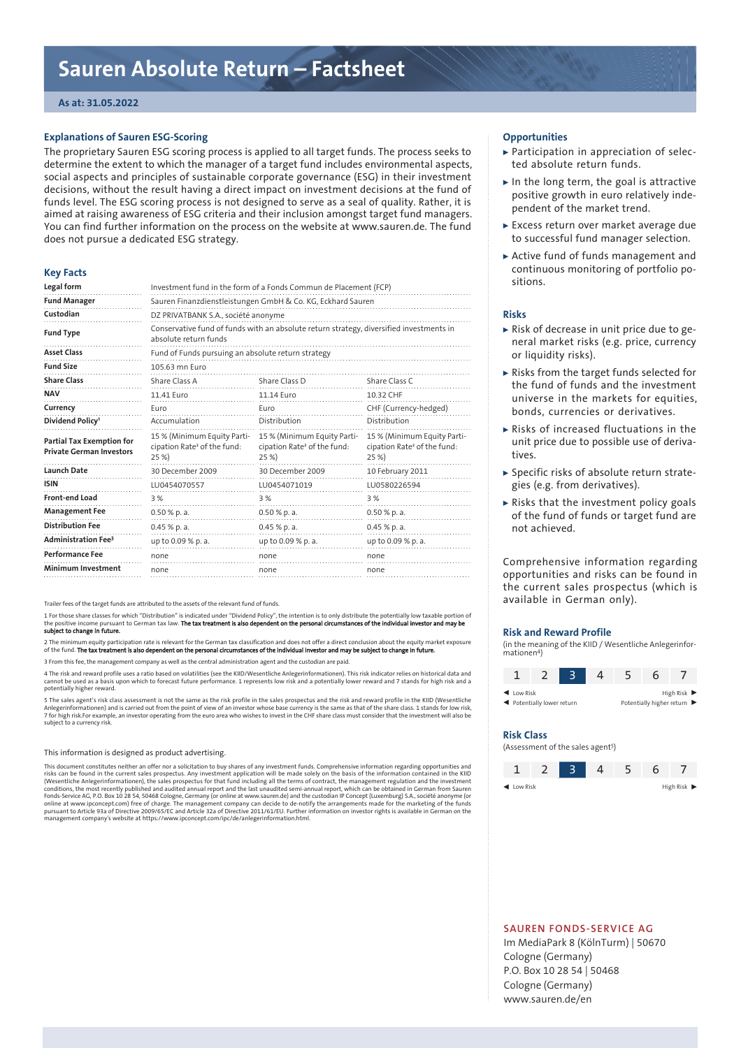# Sauren Absolute Return – Factsheet

**As at: 31.05.2022**

## Explanations of Sauren ESG-Scoring

The proprietary Sauren ESG scoring process is applied to all target funds. The process seeks to determine the extent to which the manager of a target fund includes environmental aspects, social aspects and principles of sustainable corporate governance (ESG) in their investment decisions, without the result having a direct impact on investment decisions at the fund of funds level. The ESG scoring process is not designed to serve as a seal of quality. Rather, it is aimed at raising awareness of ESG criteria and their inclusion amongst target fund managers. You can find further information on the process on the website at www.sauren.de. The fund does not pursue a dedicated ESG strategy.

## Key Facts

| | | | |
|---|---|---|---|
| **Legal form** | Investment fund in the form of a Fonds Commun de Placement (FCP) | | |
| **Fund Manager** | Sauren Finanzdienstleistungen GmbH & Co. KG, Eckhard Sauren | | |
| **Custodian** | DZ PRIVATBANK S.A., société anonyme | | |
| **Fund Type** | Conservative fund of funds with an absolute return strategy, diversified investments in absolute return funds | | |
| **Asset Class** | Fund of Funds pursuing an absolute return strategy | | |
| **Fund Size** | 105.63 mn Euro | | |
| **Share Class** | Share Class A | Share Class D | Share Class C |
| **NAV** | 11.41 Euro | 11.14 Euro | 10.32 CHF |
| **Currency** | Euro | Euro | CHF (Currency-hedged) |
| **Dividend Policy**[1] | Accumulation | Distribution | Distribution |
| **Partial Tax Exemption for Private German Investors** | 15 % (Minimum Equity Participation Rate[2] of the fund: 25 %) | 15 % (Minimum Equity Participation Rate[2] of the fund: 25 %) | 15 % (Minimum Equity Participation Rate[2] of the fund: 25 %) |
| **Launch Date** | 30 December 2009 | 30 December 2009 | 10 February 2011 |
| **ISIN** | LU0454070557 | LU0454071019 | LU0580226594 |
| **Front-end Load** | 3 % | 3 % | 3 % |
| **Management Fee** | 0.50 % p. a. | 0.50 % p. a. | 0.50 % p. a. |
| **Distribution Fee** | 0.45 % p. a. | 0.45 % p. a. | 0.45 % p. a. |
| **Administration Fee**[3] | up to 0.09 % p. a. | up to 0.09 % p. a. | up to 0.09 % p. a. |
| **Performance Fee** | none | none | none |
| **Minimum Investment** | none | none | none |

Trailer fees of the target funds are attributed to the assets of the relevant fund of funds.

1 For those share classes for which "Distribution" is indicated under "Dividend Policy", the intention is to only distribute the potentially low taxable portion of the positive income pursuant to German tax law. **The tax treatment is also dependent on the personal circumstances of the individual investor and may be subject to change in future.**

2 The minimum equity participation rate is relevant for the German tax classification and does not offer a direct conclusion about the equity market exposure of the fund. **The tax treatment is also dependent on the personal circumstances of the individual investor and may be subject to change in future.**

3 From this fee, the management company as well as the central administration agent and the custodian are paid.

4 The risk and reward profile uses a ratio based on volatilities (see the KIID/Wesentliche Anlegerinformationen). This risk indicator relies on historical data and cannot be used as a basis upon which to forecast future performance. 1 represents low risk and a potentially lower reward and 7 stands for high risk and a potentially higher reward.

5 The sales agent's risk class assessment is not the same as the risk profile in the sales prospectus and the risk and reward profile in the KIID (Wesentliche Anlegerinformationen) and is carried out from the point of view of an investor whose base currency is the same as that of the share class. 1 stands for low risk, 7 for high risk.For example, an investor operating from the euro area who wishes to invest in the CHF share class must consider that the investment will also be subject to a currency risk.

This information is designed as product advertising.

This document constitutes neither an offer nor a solicitation to buy shares of any investment funds. Comprehensive information regarding opportunities and risks can be found in the current sales prospectus. Any investment application will be made solely on the basis of the information contained in the KIID (Wesentliche Anlegerinformationen), the sales prospectus for that fund including all the terms of contract, the management regulation and the investment conditions, the most recently published and audited annual report and the last unaudited semi-annual report, which can be obtained in German from Sauren Fonds-Service AG, P.O. Box 10 28 54, 50468 Cologne, Germany (or online at www.sauren.de) and the custodian IP Concept (Luxemburg) S.A., société anonyme (or online at www.ipconcept.com) free of charge. The management company can decide to de-notify the arrangements made for the marketing of the funds pursuant to Article 93a of Directive 2009/65/EC and Article 32a of Directive 2011/61/EU. Further information on investor rights is available in German on the management company's website at https://www.ipconcept.com/ipc/de/anlegerinformation.html.

## Opportunities

- Participation in appreciation of selected absolute return funds.
- In the long term, the goal is attractive positive growth in euro relatively independent of the market trend.
- Excess return over market average due to successful fund manager selection.
- Active fund of funds management and continuous monitoring of portfolio positions.

## Risks

- Risk of decrease in unit price due to general market risks (e.g. price, currency or liquidity risks).
- Risks from the target funds selected for the fund of funds and the investment universe in the markets for equities, bonds, currencies or derivatives.
- Risks of increased fluctuations in the unit price due to possible use of derivatives.
- Specific risks of absolute return strategies (e.g. from derivatives).
- Risks that the investment policy goals of the fund of funds or target fund are not achieved.

Comprehensive information regarding opportunities and risks can be found in the current sales prospectus (which is available in German only).

## Risk and Reward Profile

(in the meaning of the KIID / Wesentliche Anlegerinformationen[4])

1 2 **3** 4 5 6 7

◀ Low Risk — High Risk ▶

◀ Potentially lower return — Potentially higher return ▶

## Risk Class

(Assessment of the sales agent[5])

1 2 **3** 4 5 6 7

◀ Low Risk — High Risk ▶

**SAUREN FONDS-SERVICE AG**
Im MediaPark 8 (KölnTurm) | 50670 Cologne (Germany)
P.O. Box 10 28 54 | 50468 Cologne (Germany)
www.sauren.de/en